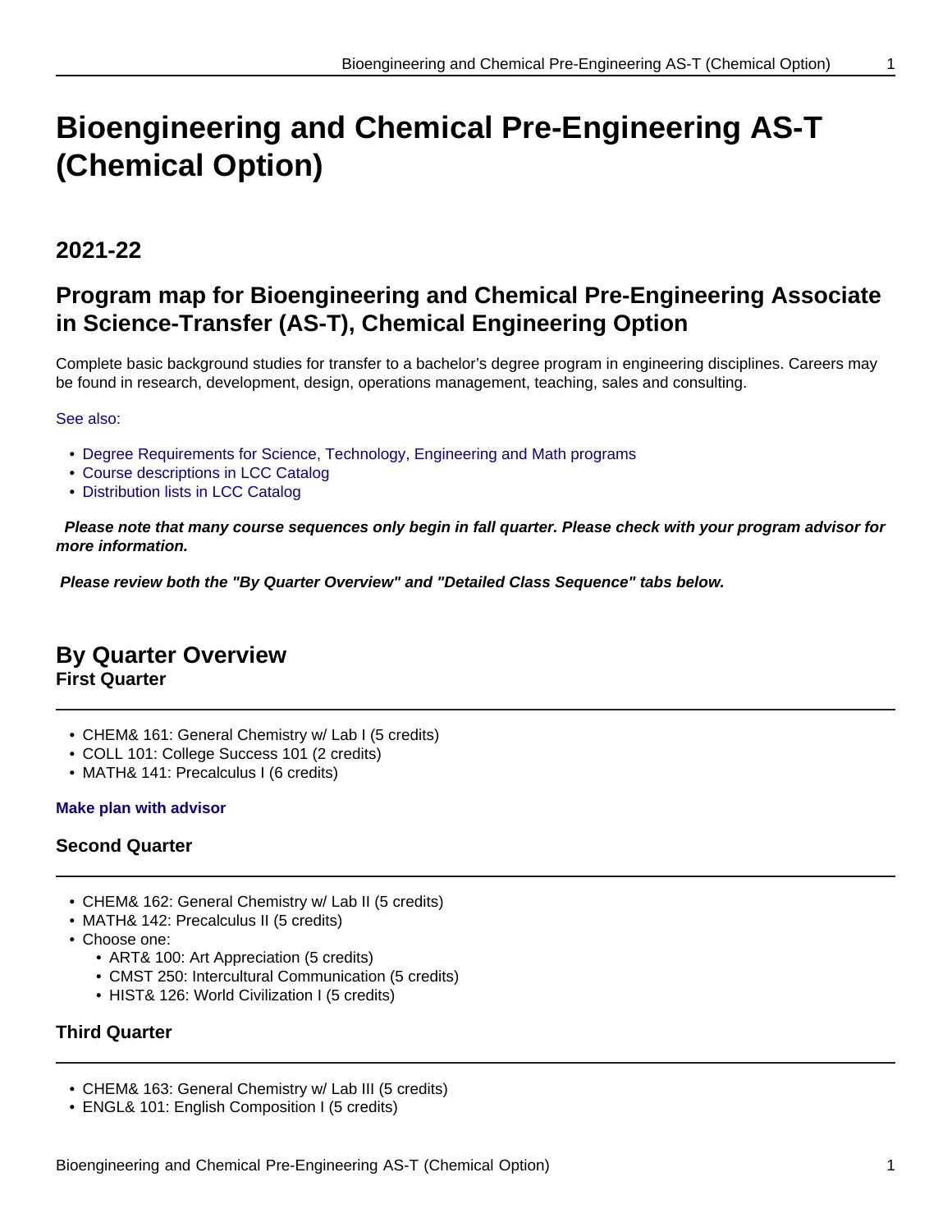# Bioengineering and Chemical Pre-Engineering AS-T (Chemical Option)

## 2021-22

## Program map for Bioengineering and Chemical Pre-Engineering Associate in Science-Transfer (AS-T), Chemical Engineering Option

Complete basic background studies for transfer to a bachelor's degree program in engineering disciplines. Careers may be found in research, development, design, operations management, teaching, sales and consulting.

See also:

- Degree Requirements for Science, Technology, Engineering and Math programs
- Course descriptions in LCC Catalog
- Distribution lists in LCC Catalog

***Please note that many course sequences only begin in fall quarter. Please check with your program advisor for more information.***

***Please review both the "By Quarter Overview" and "Detailed Class Sequence" tabs below.***

## By Quarter Overview

### First Quarter

- CHEM& 161: General Chemistry w/ Lab I (5 credits)
- COLL 101: College Success 101 (2 credits)
- MATH& 141: Precalculus I (6 credits)

**Make plan with advisor**

### Second Quarter

- CHEM& 162: General Chemistry w/ Lab II (5 credits)
- MATH& 142: Precalculus II (5 credits)
- Choose one:
  - ART& 100: Art Appreciation (5 credits)
  - CMST 250: Intercultural Communication (5 credits)
  - HIST& 126: World Civilization I (5 credits)

### Third Quarter

- CHEM& 163: General Chemistry w/ Lab III (5 credits)
- ENGL& 101: English Composition I (5 credits)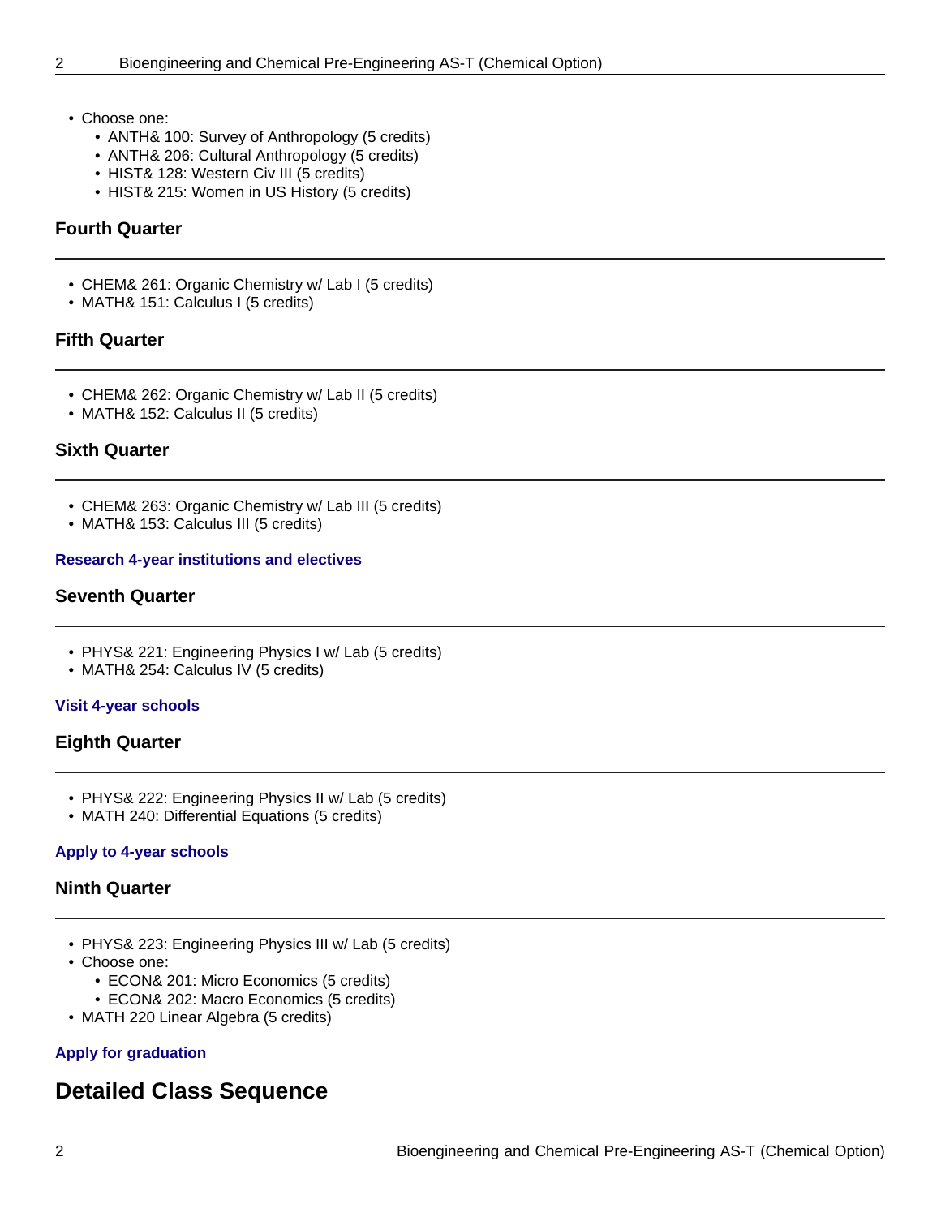- Choose one:
  - ANTH& 100: Survey of Anthropology (5 credits)
  - ANTH& 206: Cultural Anthropology (5 credits)
  - HIST& 128: Western Civ III (5 credits)
  - HIST& 215: Women in US History (5 credits)

### Fourth Quarter

- CHEM& 261: Organic Chemistry w/ Lab I (5 credits)
- MATH& 151: Calculus I (5 credits)

### Fifth Quarter

- CHEM& 262: Organic Chemistry w/ Lab II (5 credits)
- MATH& 152: Calculus II (5 credits)

### Sixth Quarter

- CHEM& 263: Organic Chemistry w/ Lab III (5 credits)
- MATH& 153: Calculus III (5 credits)

**Research 4-year institutions and electives**

### Seventh Quarter

- PHYS& 221: Engineering Physics I w/ Lab (5 credits)
- MATH& 254: Calculus IV (5 credits)

**Visit 4-year schools**

### Eighth Quarter

- PHYS& 222: Engineering Physics II w/ Lab (5 credits)
- MATH 240: Differential Equations (5 credits)

**Apply to 4-year schools**

### Ninth Quarter

- PHYS& 223: Engineering Physics III w/ Lab (5 credits)
- Choose one:
  - ECON& 201: Micro Economics (5 credits)
  - ECON& 202: Macro Economics (5 credits)
- MATH 220 Linear Algebra (5 credits)

**Apply for graduation**

## Detailed Class Sequence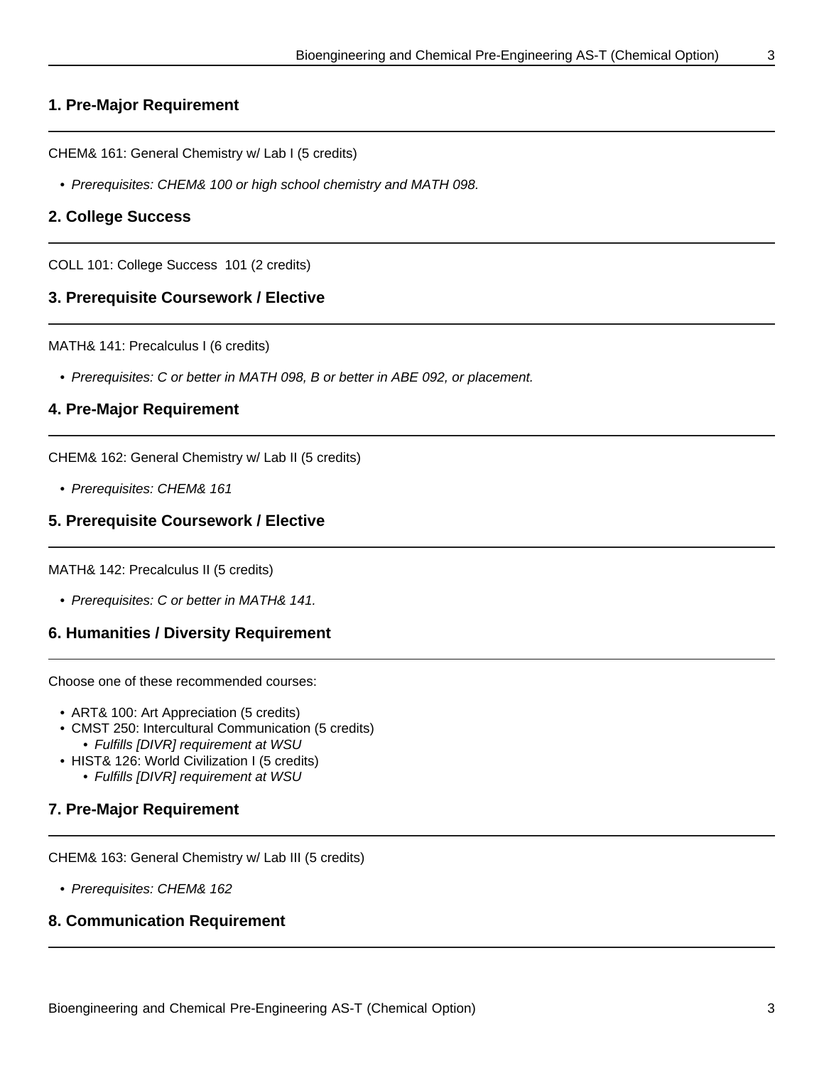### 1. Pre-Major Requirement

CHEM& 161: General Chemistry w/ Lab I (5 credits)

- *Prerequisites: CHEM& 100 or high school chemistry and MATH 098.*

### 2. College Success

COLL 101: College Success 101 (2 credits)

### 3. Prerequisite Coursework / Elective

MATH& 141: Precalculus I (6 credits)

- *Prerequisites: C or better in MATH 098, B or better in ABE 092, or placement.*

### 4. Pre-Major Requirement

CHEM& 162: General Chemistry w/ Lab II (5 credits)

- *Prerequisites: CHEM& 161*

### 5. Prerequisite Coursework / Elective

MATH& 142: Precalculus II (5 credits)

- *Prerequisites: C or better in MATH& 141.*

### 6. Humanities / Diversity Requirement

Choose one of these recommended courses:

- ART& 100: Art Appreciation (5 credits)
- CMST 250: Intercultural Communication (5 credits)
  - *Fulfills [DIVR] requirement at WSU*
- HIST& 126: World Civilization I (5 credits)
  - *Fulfills [DIVR] requirement at WSU*

### 7. Pre-Major Requirement

CHEM& 163: General Chemistry w/ Lab III (5 credits)

- *Prerequisites: CHEM& 162*

### 8. Communication Requirement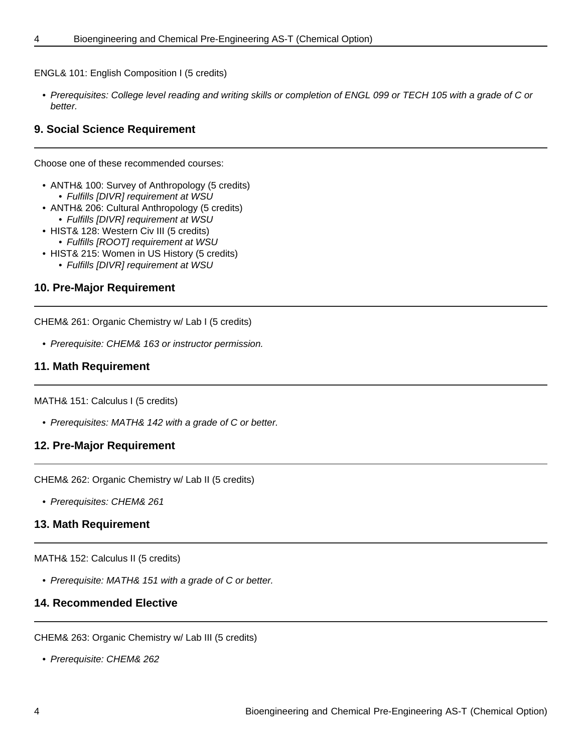ENGL& 101: English Composition I (5 credits)

- *Prerequisites: College level reading and writing skills or completion of ENGL 099 or TECH 105 with a grade of C or better.*

## 9. Social Science Requirement

Choose one of these recommended courses:

- ANTH& 100: Survey of Anthropology (5 credits)
  - *Fulfills [DIVR] requirement at WSU*
- ANTH& 206: Cultural Anthropology (5 credits)
  - *Fulfills [DIVR] requirement at WSU*
- HIST& 128: Western Civ III (5 credits)
  - *Fulfills [ROOT] requirement at WSU*
- HIST& 215: Women in US History (5 credits)
  - *Fulfills [DIVR] requirement at WSU*

## 10. Pre-Major Requirement

CHEM& 261: Organic Chemistry w/ Lab I (5 credits)

- *Prerequisite: CHEM& 163 or instructor permission.*

## 11. Math Requirement

MATH& 151: Calculus I (5 credits)

- *Prerequisites: MATH& 142 with a grade of C or better.*

## 12. Pre-Major Requirement

CHEM& 262: Organic Chemistry w/ Lab II (5 credits)

- *Prerequisites: CHEM& 261*

## 13. Math Requirement

MATH& 152: Calculus II (5 credits)

- *Prerequisite: MATH& 151 with a grade of C or better.*

## 14. Recommended Elective

CHEM& 263: Organic Chemistry w/ Lab III (5 credits)

- *Prerequisite: CHEM& 262*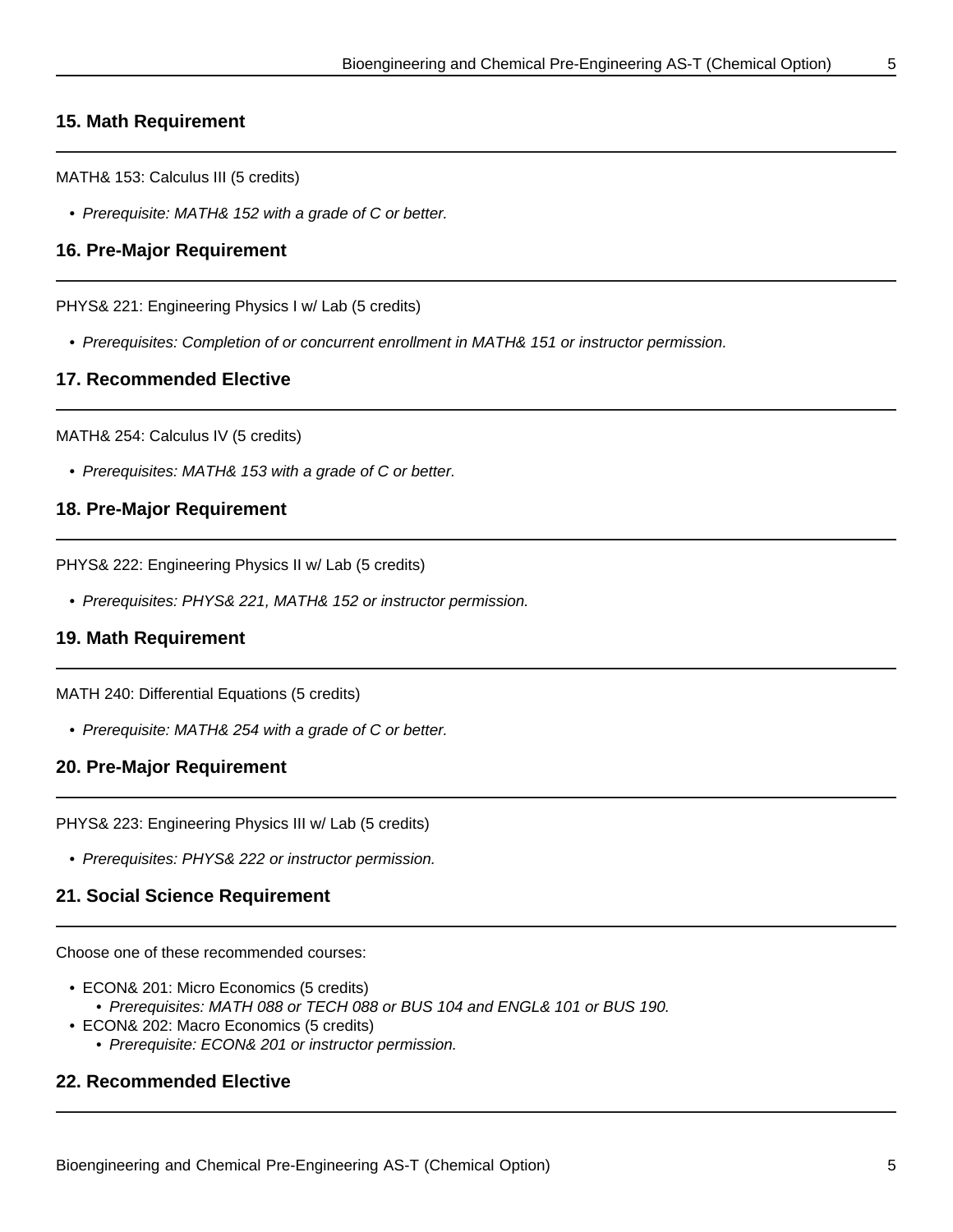### 15. Math Requirement

MATH& 153: Calculus III (5 credits)

- *Prerequisite: MATH& 152 with a grade of C or better.*

### 16. Pre-Major Requirement

PHYS& 221: Engineering Physics I w/ Lab (5 credits)

- *Prerequisites: Completion of or concurrent enrollment in MATH& 151 or instructor permission.*

### 17. Recommended Elective

MATH& 254: Calculus IV (5 credits)

- *Prerequisites: MATH& 153 with a grade of C or better.*

### 18. Pre-Major Requirement

PHYS& 222: Engineering Physics II w/ Lab (5 credits)

- *Prerequisites: PHYS& 221, MATH& 152 or instructor permission.*

### 19. Math Requirement

MATH 240: Differential Equations (5 credits)

- *Prerequisite: MATH& 254 with a grade of C or better.*

### 20. Pre-Major Requirement

PHYS& 223: Engineering Physics III w/ Lab (5 credits)

- *Prerequisites: PHYS& 222 or instructor permission.*

### 21. Social Science Requirement

Choose one of these recommended courses:

- ECON& 201: Micro Economics (5 credits)
  - *Prerequisites: MATH 088 or TECH 088 or BUS 104 and ENGL& 101 or BUS 190.*
- ECON& 202: Macro Economics (5 credits)
  - *Prerequisite: ECON& 201 or instructor permission.*

### 22. Recommended Elective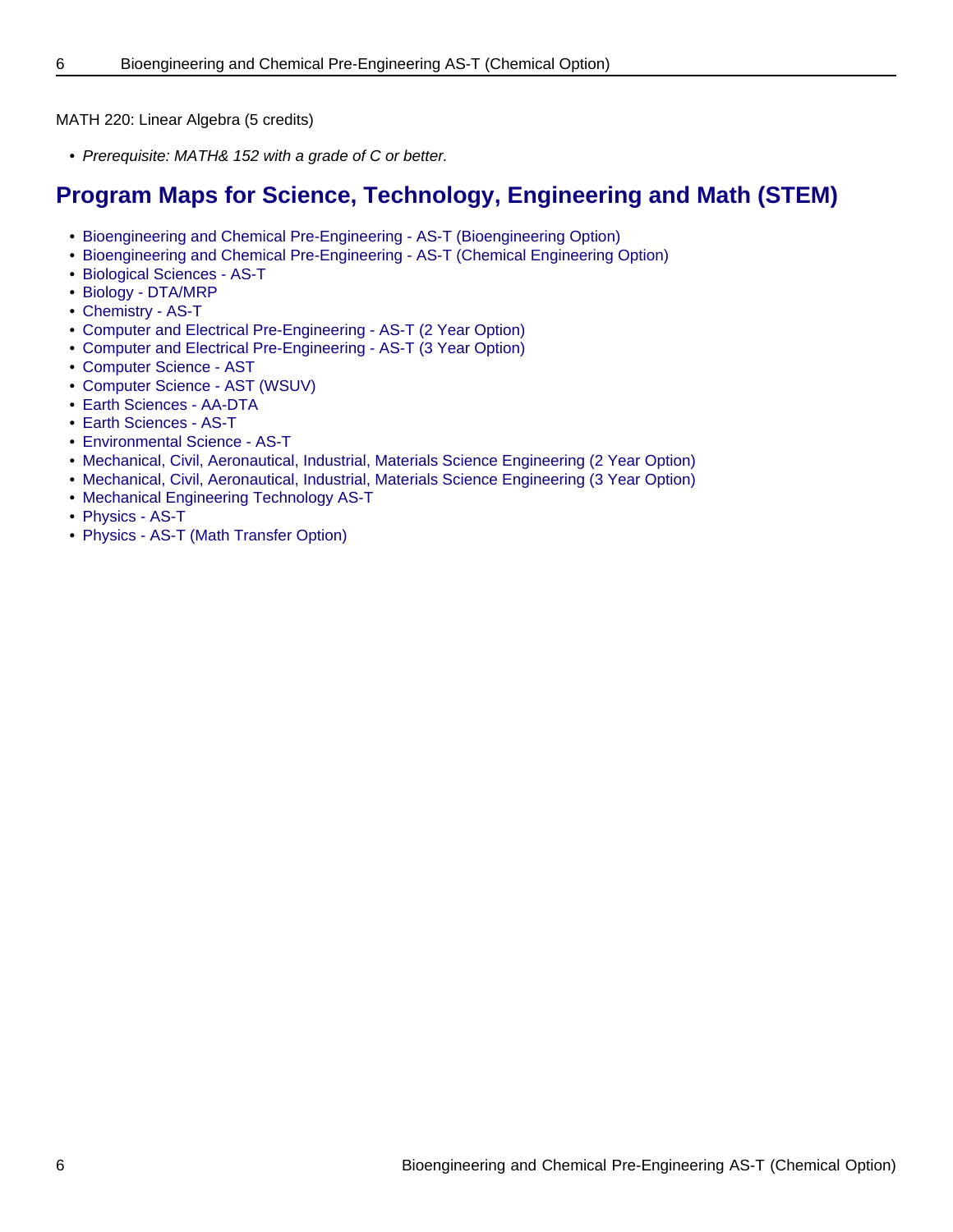MATH 220: Linear Algebra (5 credits)

- *Prerequisite: MATH& 152 with a grade of C or better.*

## Program Maps for Science, Technology, Engineering and Math (STEM)

- Bioengineering and Chemical Pre-Engineering - AS-T (Bioengineering Option)
- Bioengineering and Chemical Pre-Engineering - AS-T (Chemical Engineering Option)
- Biological Sciences - AS-T
- Biology - DTA/MRP
- Chemistry - AS-T
- Computer and Electrical Pre-Engineering - AS-T (2 Year Option)
- Computer and Electrical Pre-Engineering - AS-T (3 Year Option)
- Computer Science - AST
- Computer Science - AST (WSUV)
- Earth Sciences - AA-DTA
- Earth Sciences - AS-T
- Environmental Science - AS-T
- Mechanical, Civil, Aeronautical, Industrial, Materials Science Engineering (2 Year Option)
- Mechanical, Civil, Aeronautical, Industrial, Materials Science Engineering (3 Year Option)
- Mechanical Engineering Technology AS-T
- Physics - AS-T
- Physics - AS-T (Math Transfer Option)